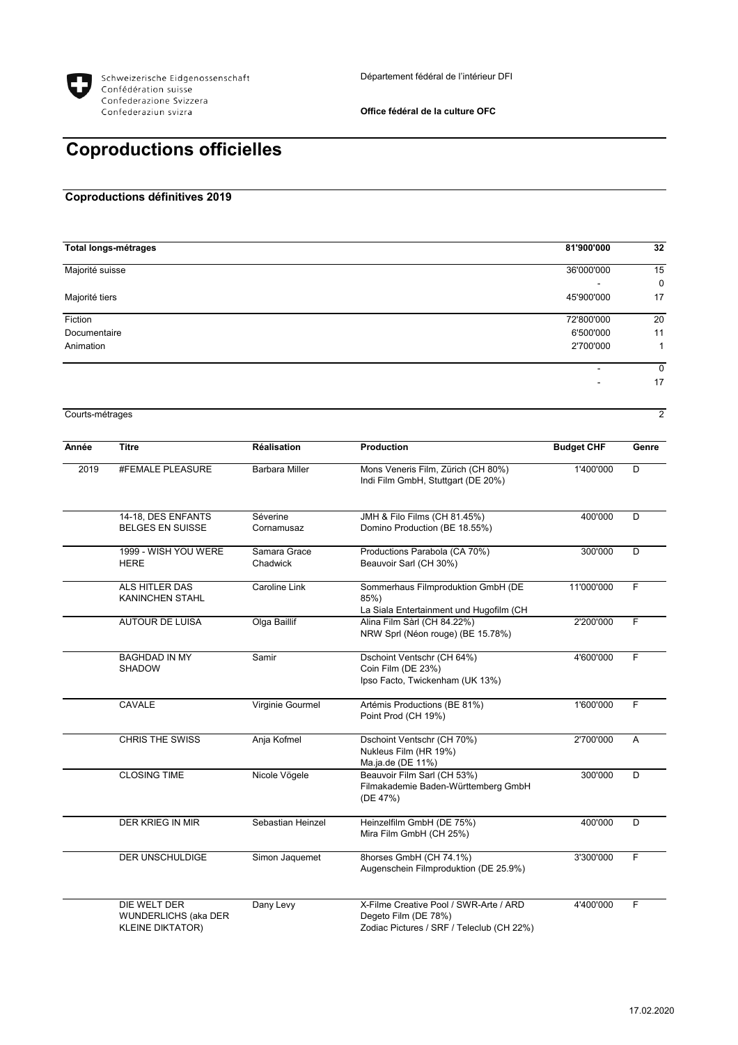Schweizerische Eidgenossenschaft
Confédération suisse
Confederazione Svizzera
Confederaziun svizra

Département fédéral de l'intérieur DFI

**Office fédéral de la culture OFC**

# Coproductions officielles

## Coproductions définitives 2019

| | | |
|---|---|---|
| **Total longs-métrages** | **81'900'000** | **32** |
| Majorité suisse | 36'000'000 | 15 |
| | - | 0 |
| Majorité tiers | 45'900'000 | 17 |
| Fiction | 72'800'000 | 20 |
| Documentaire | 6'500'000 | 11 |
| Animation | 2'700'000 | 1 |
| | - | 0 |
| | - | 17 |
| Courts-métrages | | 2 |

| Année | Titre | Réalisation | Production | Budget CHF | Genre |
|---|---|---|---|---|---|
| 2019 | #FEMALE PLEASURE | Barbara Miller | Mons Veneris Film, Zürich (CH 80%)<br>Indi Film GmbH, Stuttgart (DE 20%) | 1'400'000 | D |
| | 14-18, DES ENFANTS BELGES EN SUISSE | Séverine Cornamusaz | JMH & Filo Films (CH 81.45%)<br>Domino Production (BE 18.55%) | 400'000 | D |
| | 1999 - WISH YOU WERE HERE | Samara Grace Chadwick | Productions Parabola (CA 70%)<br>Beauvoir Sarl (CH 30%) | 300'000 | D |
| | ALS HITLER DAS KANINCHEN STAHL | Caroline Link | Sommerhaus Filmproduktion GmbH (DE 85%)<br>La Siala Entertainment und Hugofilm (CH | 11'000'000 | F |
| | AUTOUR DE LUISA | Olga Baillif | Alina Film Sàrl (CH 84.22%)<br>NRW Sprl (Néon rouge) (BE 15.78%) | 2'200'000 | F |
| | BAGHDAD IN MY SHADOW | Samir | Dschoint Ventschr (CH 64%)<br>Coin Film (DE 23%)<br>Ipso Facto, Twickenham (UK 13%) | 4'600'000 | F |
| | CAVALE | Virginie Gourmel | Artémis Productions (BE 81%)<br>Point Prod (CH 19%) | 1'600'000 | F |
| | CHRIS THE SWISS | Anja Kofmel | Dschoint Ventschr (CH 70%)<br>Nukleus Film (HR 19%)<br>Ma.ja.de (DE 11%) | 2'700'000 | A |
| | CLOSING TIME | Nicole Vögele | Beauvoir Film Sarl (CH 53%)<br>Filmakademie Baden-Württemberg GmbH (DE 47%) | 300'000 | D |
| | DER KRIEG IN MIR | Sebastian Heinzel | Heinzelfilm GmbH (DE 75%)<br>Mira Film GmbH (CH 25%) | 400'000 | D |
| | DER UNSCHULDIGE | Simon Jaquemet | 8horses GmbH (CH 74.1%)<br>Augenschein Filmproduktion (DE 25.9%) | 3'300'000 | F |
| | DIE WELT DER WUNDERLICHS (aka DER KLEINE DIKTATOR) | Dany Levy | X-Filme Creative Pool / SWR-Arte / ARD Degeto Film (DE 78%)<br>Zodiac Pictures / SRF / Teleclub (CH 22%) | 4'400'000 | F |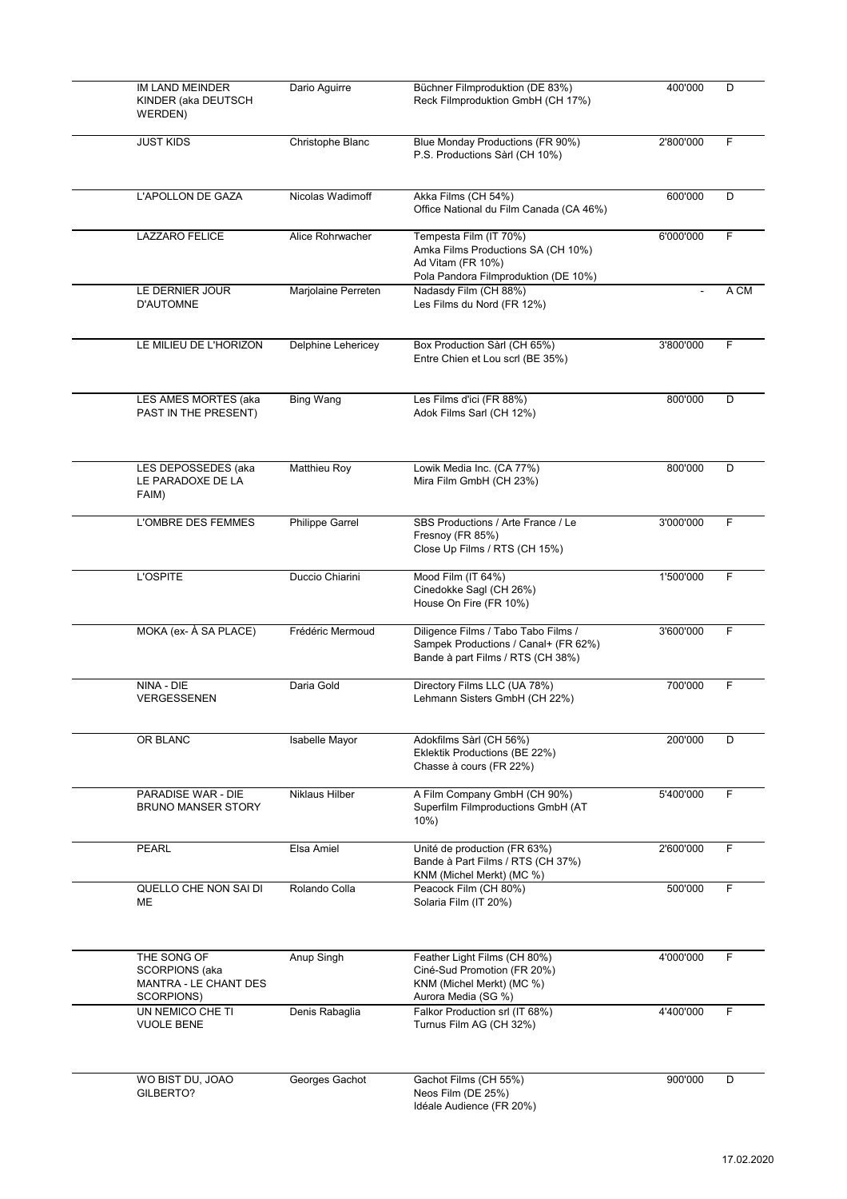| | | | | |
|---|---|---|---|---|
| IM LAND MEINDER KINDER (aka DEUTSCH WERDEN) | Dario Aguirre | Büchner Filmproduktion (DE 83%)<br>Reck Filmproduktion GmbH (CH 17%) | 400'000 | D |
| JUST KIDS | Christophe Blanc | Blue Monday Productions (FR 90%)<br>P.S. Productions Sàrl (CH 10%) | 2'800'000 | F |
| L'APOLLON DE GAZA | Nicolas Wadimoff | Akka Films (CH 54%)<br>Office National du Film Canada (CA 46%) | 600'000 | D |
| LAZZARO FELICE | Alice Rohrwacher | Tempesta Film (IT 70%)<br>Amka Films Productions SA (CH 10%)<br>Ad Vitam (FR 10%)<br>Pola Pandora Filmproduktion (DE 10%) | 6'000'000 | F |
| LE DERNIER JOUR D'AUTOMNE | Marjolaine Perreten | Nadasdy Film (CH 88%)<br>Les Films du Nord (FR 12%) | - | A CM |
| LE MILIEU DE L'HORIZON | Delphine Lehericey | Box Production Sàrl (CH 65%)<br>Entre Chien et Lou scrl (BE 35%) | 3'800'000 | F |
| LES AMES MORTES (aka PAST IN THE PRESENT) | Bing Wang | Les Films d'ici (FR 88%)<br>Adok Films Sarl (CH 12%) | 800'000 | D |
| LES DEPOSSEDES (aka LE PARADOXE DE LA FAIM) | Matthieu Roy | Lowik Media Inc. (CA 77%)<br>Mira Film GmbH (CH 23%) | 800'000 | D |
| L'OMBRE DES FEMMES | Philippe Garrel | SBS Productions / Arte France / Le Fresnoy (FR 85%)<br>Close Up Films / RTS (CH 15%) | 3'000'000 | F |
| L'OSPITE | Duccio Chiarini | Mood Film (IT 64%)<br>Cinedokke Sagl (CH 26%)<br>House On Fire (FR 10%) | 1'500'000 | F |
| MOKA (ex- À SA PLACE) | Frédéric Mermoud | Diligence Films / Tabo Tabo Films / Sampek Productions / Canal+ (FR 62%)<br>Bande à part Films / RTS (CH 38%) | 3'600'000 | F |
| NINA - DIE VERGESSENEN | Daria Gold | Directory Films LLC (UA 78%)<br>Lehmann Sisters GmbH (CH 22%) | 700'000 | F |
| OR BLANC | Isabelle Mayor | Adokfilms Sàrl (CH 56%)<br>Eklektik Productions (BE 22%)<br>Chasse à cours (FR 22%) | 200'000 | D |
| PARADISE WAR - DIE BRUNO MANSER STORY | Niklaus Hilber | A Film Company GmbH (CH 90%)<br>Superfilm Filmproductions GmbH (AT 10%) | 5'400'000 | F |
| PEARL | Elsa Amiel | Unité de production (FR 63%)<br>Bande à Part Films / RTS (CH 37%)<br>KNM (Michel Merkt) (MC %) | 2'600'000 | F |
| QUELLO CHE NON SAI DI ME | Rolando Colla | Peacock Film (CH 80%)<br>Solaria Film (IT 20%) | 500'000 | F |
| THE SONG OF SCORPIONS (aka MANTRA - LE CHANT DES SCORPIONS) | Anup Singh | Feather Light Films (CH 80%)<br>Ciné-Sud Promotion (FR 20%)<br>KNM (Michel Merkt) (MC %)<br>Aurora Media (SG %) | 4'000'000 | F |
| UN NEMICO CHE TI VUOLE BENE | Denis Rabaglia | Falkor Production srl (IT 68%)<br>Turnus Film AG (CH 32%) | 4'400'000 | F |
| WO BIST DU, JOAO GILBERTO? | Georges Gachot | Gachot Films (CH 55%)<br>Neos Film (DE 25%)<br>Idéale Audience (FR 20%) | 900'000 | D |

17.02.2020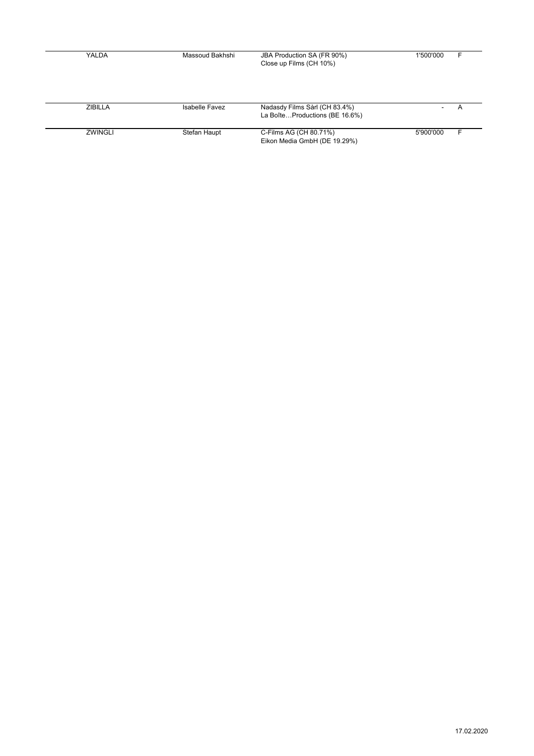| | | | | |
|---|---|---|---|---|
| YALDA | Massoud Bakhshi | JBA Production SA (FR 90%)<br>Close up Films (CH 10%) | 1'500'000 | F |
| ZIBILLA | Isabelle Favez | Nadasdy Films Sàrl (CH 83.4%)<br>La Boîte…Productions (BE 16.6%) | - | A |
| ZWINGLI | Stefan Haupt | C-Films AG (CH 80.71%)<br>Eikon Media GmbH (DE 19.29%) | 5'900'000 | F |

17.02.2020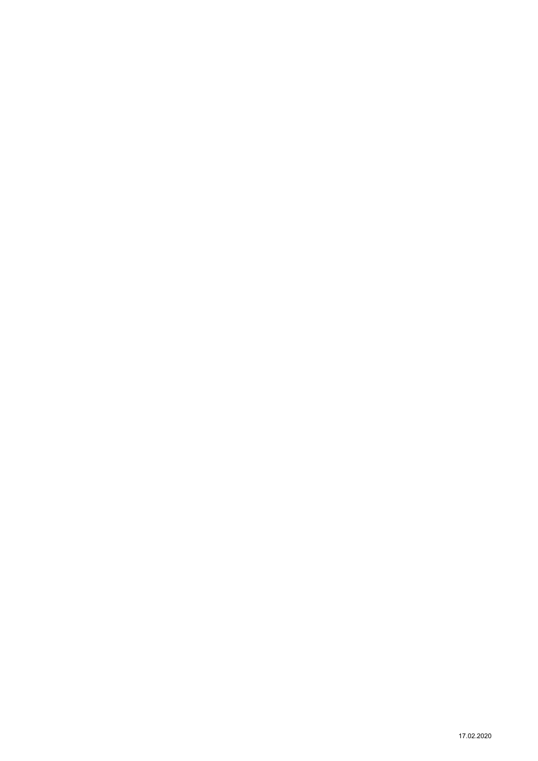17.02.2020